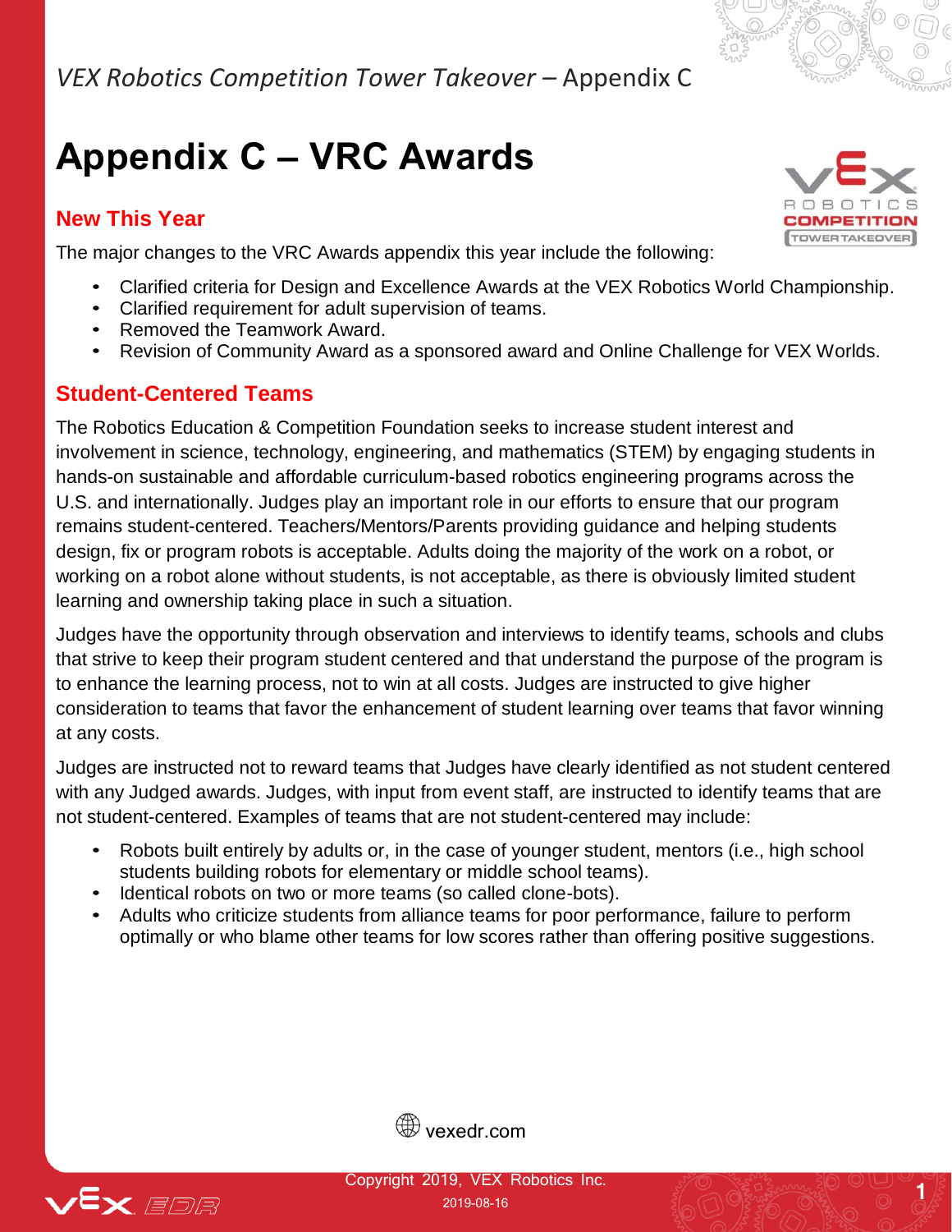# Appendix C – VRC Awards

## New This Year

The major changes to the VRC Awards appendix this year include the following:

- Clarified criteria for Design and Excellence Awards at the VEX Robotics World Championship.
- Clarified requirement for adult supervision of teams.
- Removed the Teamwork Award.
- Revision of Community Award as a sponsored award and Online Challenge for VEX Worlds.

## Student-Centered Teams

The Robotics Education & Competition Foundation seeks to increase student interest and involvement in science, technology, engineering, and mathematics (STEM) by engaging students in hands-on sustainable and affordable curriculum-based robotics engineering programs across the U.S. and internationally. Judges play an important role in our efforts to ensure that our program remains student-centered. Teachers/Mentors/Parents providing guidance and helping students design, fix or program robots is acceptable. Adults doing the majority of the work on a robot, or working on a robot alone without students, is not acceptable, as there is obviously limited student learning and ownership taking place in such a situation.

Judges have the opportunity through observation and interviews to identify teams, schools and clubs that strive to keep their program student centered and that understand the purpose of the program is to enhance the learning process, not to win at all costs. Judges are instructed to give higher consideration to teams that favor the enhancement of student learning over teams that favor winning at any costs.

Judges are instructed not to reward teams that Judges have clearly identified as not student centered with any Judged awards. Judges, with input from event staff, are instructed to identify teams that are not student-centered. Examples of teams that are not student-centered may include:

- Robots built entirely by adults or, in the case of younger student, mentors (i.e., high school students building robots for elementary or middle school teams).
- Identical robots on two or more teams (so called clone-bots).
- Adults who criticize students from alliance teams for poor performance, failure to perform optimally or who blame other teams for low scores rather than offering positive suggestions.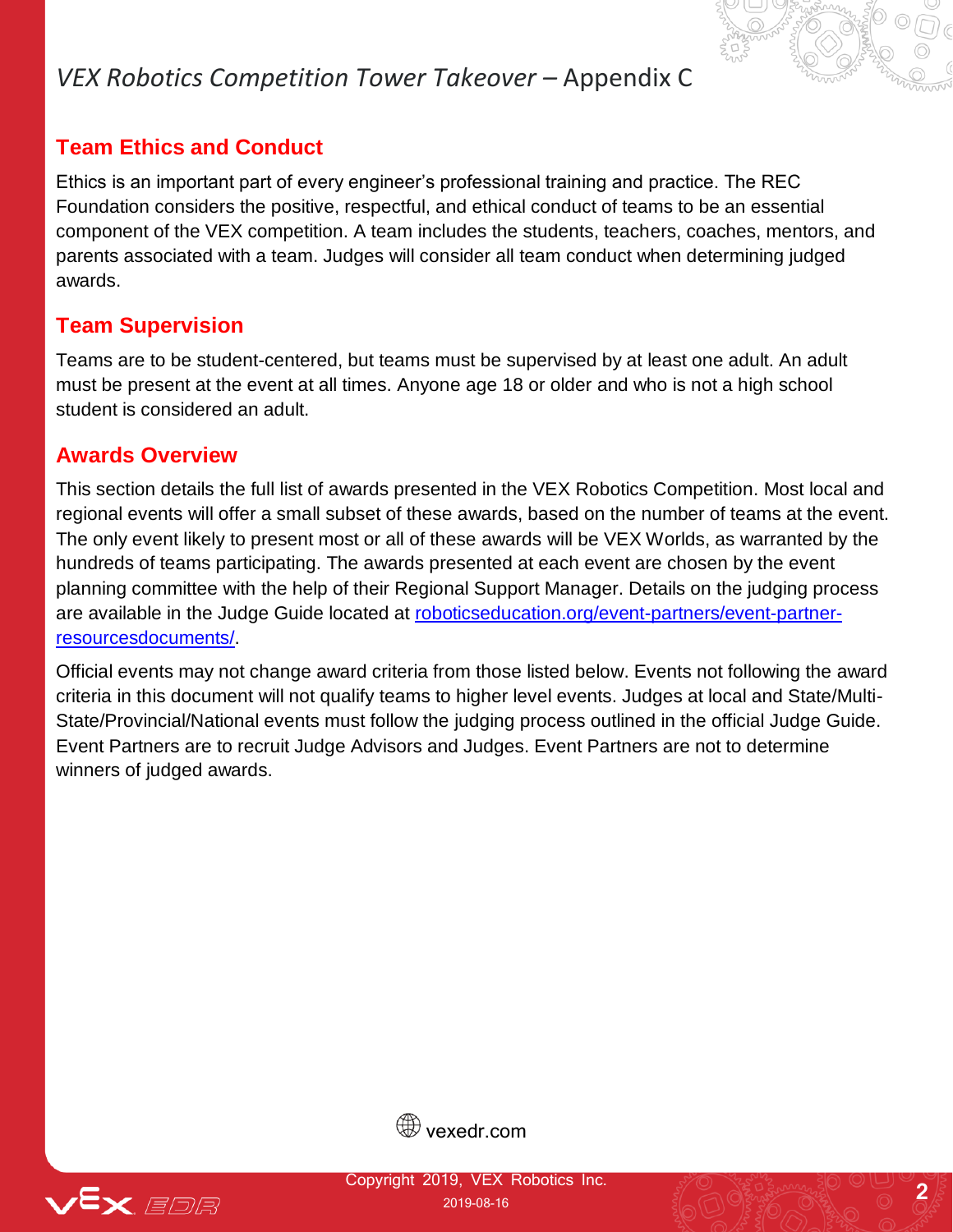## Team Ethics and Conduct

Ethics is an important part of every engineer's professional training and practice. The REC Foundation considers the positive, respectful, and ethical conduct of teams to be an essential component of the VEX competition. A team includes the students, teachers, coaches, mentors, and parents associated with a team. Judges will consider all team conduct when determining judged awards.

## Team Supervision

Teams are to be student-centered, but teams must be supervised by at least one adult. An adult must be present at the event at all times. Anyone age 18 or older and who is not a high school student is considered an adult.

## Awards Overview

This section details the full list of awards presented in the VEX Robotics Competition. Most local and regional events will offer a small subset of these awards, based on the number of teams at the event. The only event likely to present most or all of these awards will be VEX Worlds, as warranted by the hundreds of teams participating. The awards presented at each event are chosen by the event planning committee with the help of their Regional Support Manager. Details on the judging process are available in the Judge Guide located at [roboticseducation.org/event-partners/event-partner-resourcesdocuments/](roboticseducation.org/event-partners/event-partner-resourcesdocuments/).

Official events may not change award criteria from those listed below. Events not following the award criteria in this document will not qualify teams to higher level events. Judges at local and State/Multi-State/Provincial/National events must follow the judging process outlined in the official Judge Guide. Event Partners are to recruit Judge Advisors and Judges. Event Partners are not to determine winners of judged awards.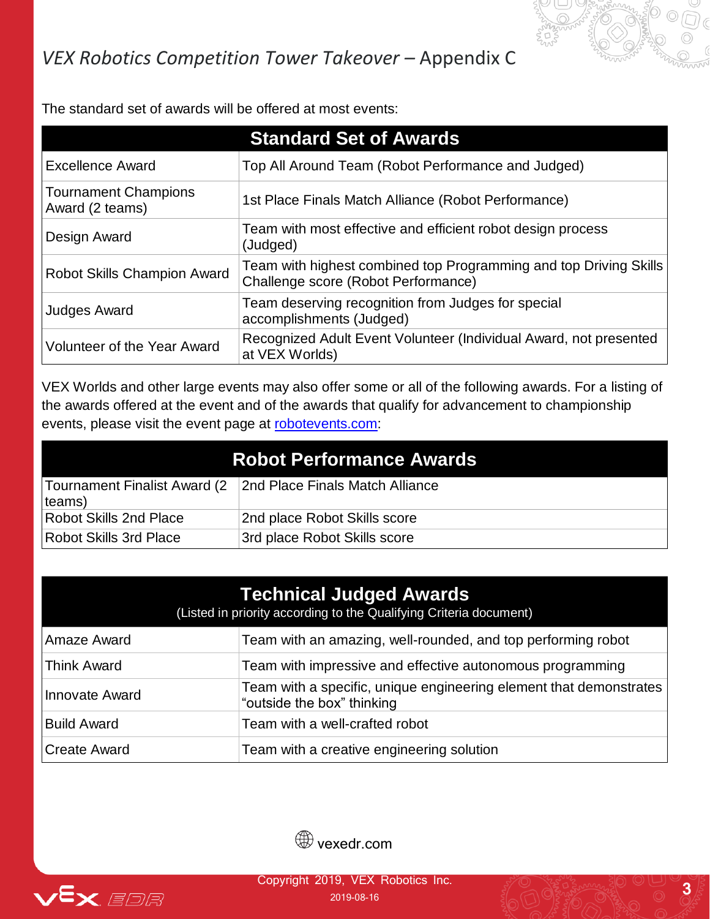The standard set of awards will be offered at most events:

| Standard Set of Awards | |
|---|---|
| Excellence Award | Top All Around Team (Robot Performance and Judged) |
| Tournament Champions Award (2 teams) | 1st Place Finals Match Alliance (Robot Performance) |
| Design Award | Team with most effective and efficient robot design process (Judged) |
| Robot Skills Champion Award | Team with highest combined top Programming and top Driving Skills Challenge score (Robot Performance) |
| Judges Award | Team deserving recognition from Judges for special accomplishments (Judged) |
| Volunteer of the Year Award | Recognized Adult Event Volunteer (Individual Award, not presented at VEX Worlds) |

VEX Worlds and other large events may also offer some or all of the following awards. For a listing of the awards offered at the event and of the awards that qualify for advancement to championship events, please visit the event page at [robotevents.com](robotevents.com):

| Robot Performance Awards | |
|---|---|
| Tournament Finalist Award (2 teams) | 2nd Place Finals Match Alliance |
| Robot Skills 2nd Place | 2nd place Robot Skills score |
| Robot Skills 3rd Place | 3rd place Robot Skills score |

| Technical Judged Awards (Listed in priority according to the Qualifying Criteria document) | |
|---|---|
| Amaze Award | Team with an amazing, well-rounded, and top performing robot |
| Think Award | Team with impressive and effective autonomous programming |
| Innovate Award | Team with a specific, unique engineering element that demonstrates “outside the box” thinking |
| Build Award | Team with a well-crafted robot |
| Create Award | Team with a creative engineering solution |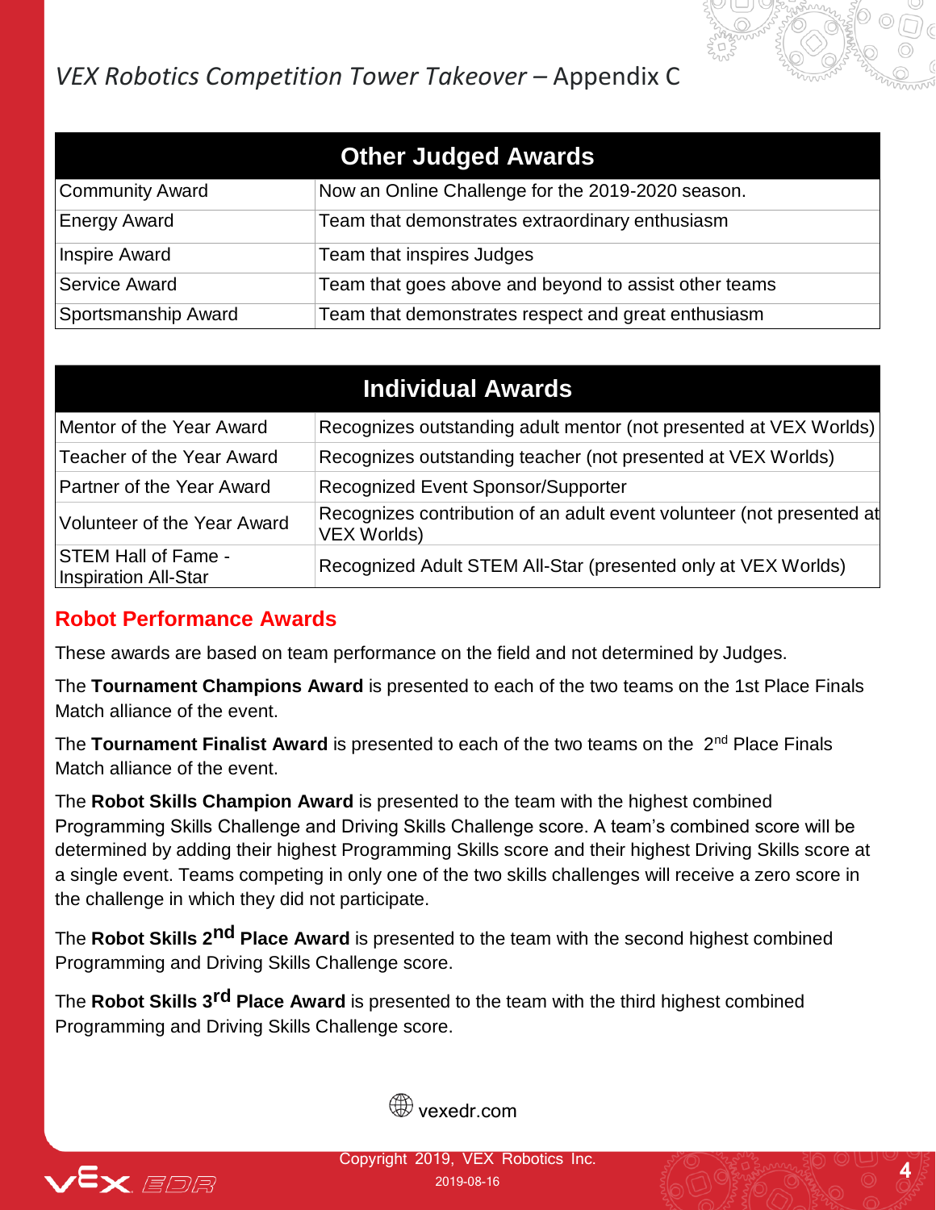| Other Judged Awards | |
| --- | --- |
| Community Award | Now an Online Challenge for the 2019-2020 season. |
| Energy Award | Team that demonstrates extraordinary enthusiasm |
| Inspire Award | Team that inspires Judges |
| Service Award | Team that goes above and beyond to assist other teams |
| Sportsmanship Award | Team that demonstrates respect and great enthusiasm |

| Individual Awards | |
| --- | --- |
| Mentor of the Year Award | Recognizes outstanding adult mentor (not presented at VEX Worlds) |
| Teacher of the Year Award | Recognizes outstanding teacher (not presented at VEX Worlds) |
| Partner of the Year Award | Recognized Event Sponsor/Supporter |
| Volunteer of the Year Award | Recognizes contribution of an adult event volunteer (not presented at VEX Worlds) |
| STEM Hall of Fame - Inspiration All-Star | Recognized Adult STEM All-Star (presented only at VEX Worlds) |

## Robot Performance Awards

These awards are based on team performance on the field and not determined by Judges.

The **Tournament Champions Award** is presented to each of the two teams on the 1st Place Finals Match alliance of the event.

The **Tournament Finalist Award** is presented to each of the two teams on the 2nd Place Finals Match alliance of the event.

The **Robot Skills Champion Award** is presented to the team with the highest combined Programming Skills Challenge and Driving Skills Challenge score. A team's combined score will be determined by adding their highest Programming Skills score and their highest Driving Skills score at a single event. Teams competing in only one of the two skills challenges will receive a zero score in the challenge in which they did not participate.

The **Robot Skills 2nd Place Award** is presented to the team with the second highest combined Programming and Driving Skills Challenge score.

The **Robot Skills 3rd Place Award** is presented to the team with the third highest combined Programming and Driving Skills Challenge score.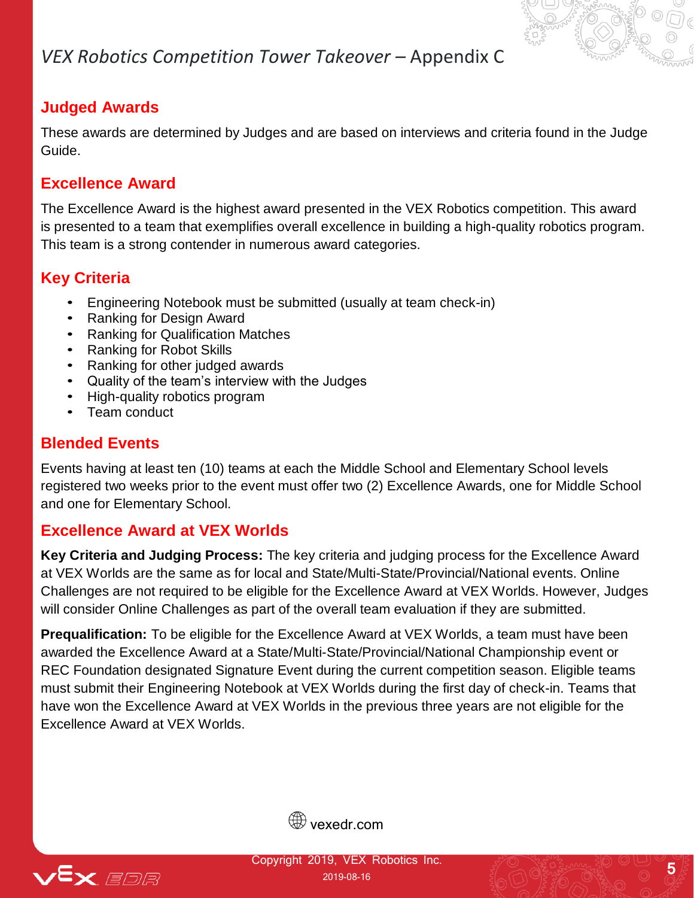## Judged Awards

These awards are determined by Judges and are based on interviews and criteria found in the Judge Guide.

## Excellence Award

The Excellence Award is the highest award presented in the VEX Robotics competition. This award is presented to a team that exemplifies overall excellence in building a high-quality robotics program. This team is a strong contender in numerous award categories.

### Key Criteria

- Engineering Notebook must be submitted (usually at team check-in)
- Ranking for Design Award
- Ranking for Qualification Matches
- Ranking for Robot Skills
- Ranking for other judged awards
- Quality of the team's interview with the Judges
- High-quality robotics program
- Team conduct

### Blended Events

Events having at least ten (10) teams at each the Middle School and Elementary School levels registered two weeks prior to the event must offer two (2) Excellence Awards, one for Middle School and one for Elementary School.

### Excellence Award at VEX Worlds

**Key Criteria and Judging Process:** The key criteria and judging process for the Excellence Award at VEX Worlds are the same as for local and State/Multi-State/Provincial/National events. Online Challenges are not required to be eligible for the Excellence Award at VEX Worlds. However, Judges will consider Online Challenges as part of the overall team evaluation if they are submitted.

**Prequalification:** To be eligible for the Excellence Award at VEX Worlds, a team must have been awarded the Excellence Award at a State/Multi-State/Provincial/National Championship event or REC Foundation designated Signature Event during the current competition season. Eligible teams must submit their Engineering Notebook at VEX Worlds during the first day of check-in. Teams that have won the Excellence Award at VEX Worlds in the previous three years are not eligible for the Excellence Award at VEX Worlds.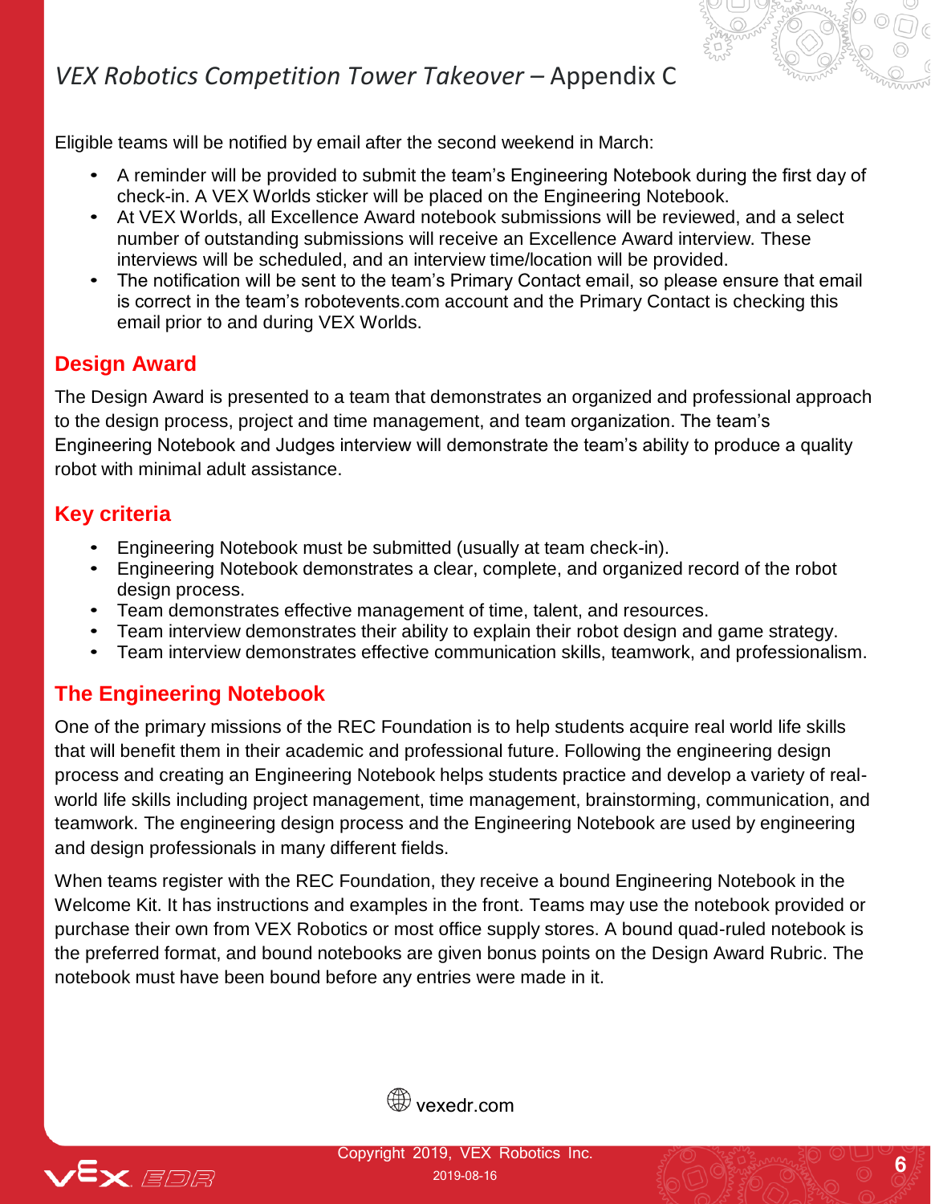Eligible teams will be notified by email after the second weekend in March:

- A reminder will be provided to submit the team's Engineering Notebook during the first day of check-in. A VEX Worlds sticker will be placed on the Engineering Notebook.
- At VEX Worlds, all Excellence Award notebook submissions will be reviewed, and a select number of outstanding submissions will receive an Excellence Award interview. These interviews will be scheduled, and an interview time/location will be provided.
- The notification will be sent to the team's Primary Contact email, so please ensure that email is correct in the team's robotevents.com account and the Primary Contact is checking this email prior to and during VEX Worlds.

## Design Award

The Design Award is presented to a team that demonstrates an organized and professional approach to the design process, project and time management, and team organization. The team's Engineering Notebook and Judges interview will demonstrate the team's ability to produce a quality robot with minimal adult assistance.

## Key criteria

- Engineering Notebook must be submitted (usually at team check-in).
- Engineering Notebook demonstrates a clear, complete, and organized record of the robot design process.
- Team demonstrates effective management of time, talent, and resources.
- Team interview demonstrates their ability to explain their robot design and game strategy.
- Team interview demonstrates effective communication skills, teamwork, and professionalism.

## The Engineering Notebook

One of the primary missions of the REC Foundation is to help students acquire real world life skills that will benefit them in their academic and professional future. Following the engineering design process and creating an Engineering Notebook helps students practice and develop a variety of real-world life skills including project management, time management, brainstorming, communication, and teamwork. The engineering design process and the Engineering Notebook are used by engineering and design professionals in many different fields.

When teams register with the REC Foundation, they receive a bound Engineering Notebook in the Welcome Kit. It has instructions and examples in the front. Teams may use the notebook provided or purchase their own from VEX Robotics or most office supply stores. A bound quad-ruled notebook is the preferred format, and bound notebooks are given bonus points on the Design Award Rubric. The notebook must have been bound before any entries were made in it.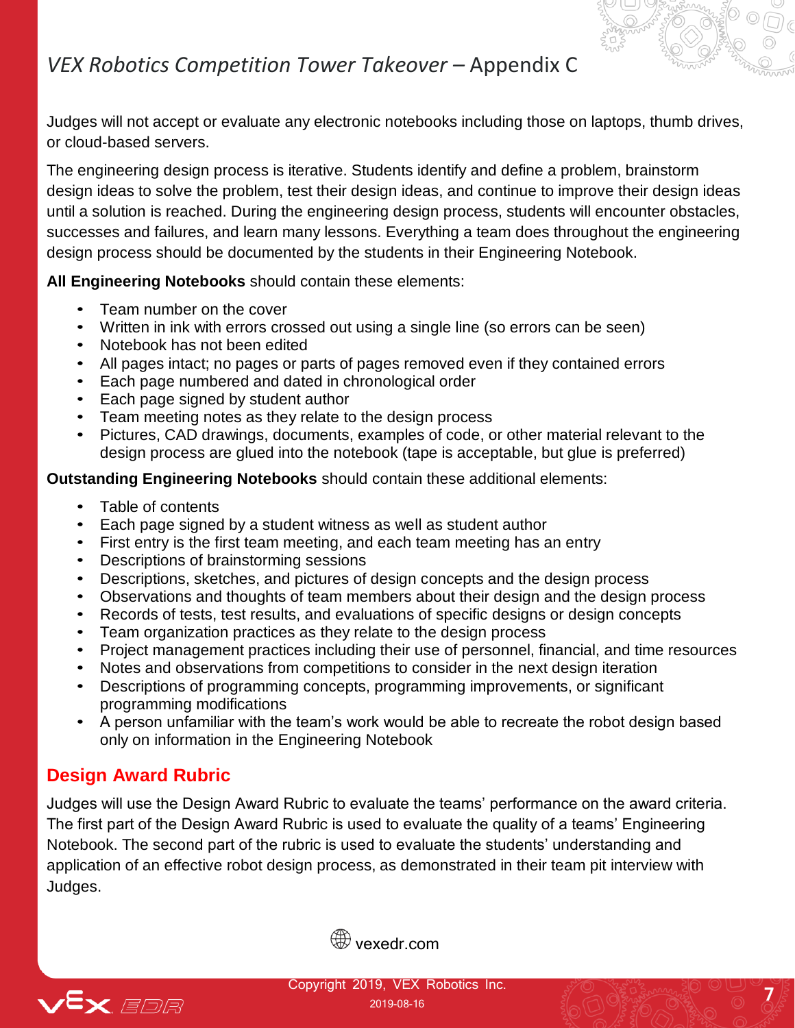Judges will not accept or evaluate any electronic notebooks including those on laptops, thumb drives, or cloud-based servers.

The engineering design process is iterative. Students identify and define a problem, brainstorm design ideas to solve the problem, test their design ideas, and continue to improve their design ideas until a solution is reached. During the engineering design process, students will encounter obstacles, successes and failures, and learn many lessons. Everything a team does throughout the engineering design process should be documented by the students in their Engineering Notebook.

**All Engineering Notebooks** should contain these elements:

- Team number on the cover
- Written in ink with errors crossed out using a single line (so errors can be seen)
- Notebook has not been edited
- All pages intact; no pages or parts of pages removed even if they contained errors
- Each page numbered and dated in chronological order
- Each page signed by student author
- Team meeting notes as they relate to the design process
- Pictures, CAD drawings, documents, examples of code, or other material relevant to the design process are glued into the notebook (tape is acceptable, but glue is preferred)

**Outstanding Engineering Notebooks** should contain these additional elements:

- Table of contents
- Each page signed by a student witness as well as student author
- First entry is the first team meeting, and each team meeting has an entry
- Descriptions of brainstorming sessions
- Descriptions, sketches, and pictures of design concepts and the design process
- Observations and thoughts of team members about their design and the design process
- Records of tests, test results, and evaluations of specific designs or design concepts
- Team organization practices as they relate to the design process
- Project management practices including their use of personnel, financial, and time resources
- Notes and observations from competitions to consider in the next design iteration
- Descriptions of programming concepts, programming improvements, or significant programming modifications
- A person unfamiliar with the team's work would be able to recreate the robot design based only on information in the Engineering Notebook

## Design Award Rubric

Judges will use the Design Award Rubric to evaluate the teams' performance on the award criteria. The first part of the Design Award Rubric is used to evaluate the quality of a teams' Engineering Notebook. The second part of the rubric is used to evaluate the students' understanding and application of an effective robot design process, as demonstrated in their team pit interview with Judges.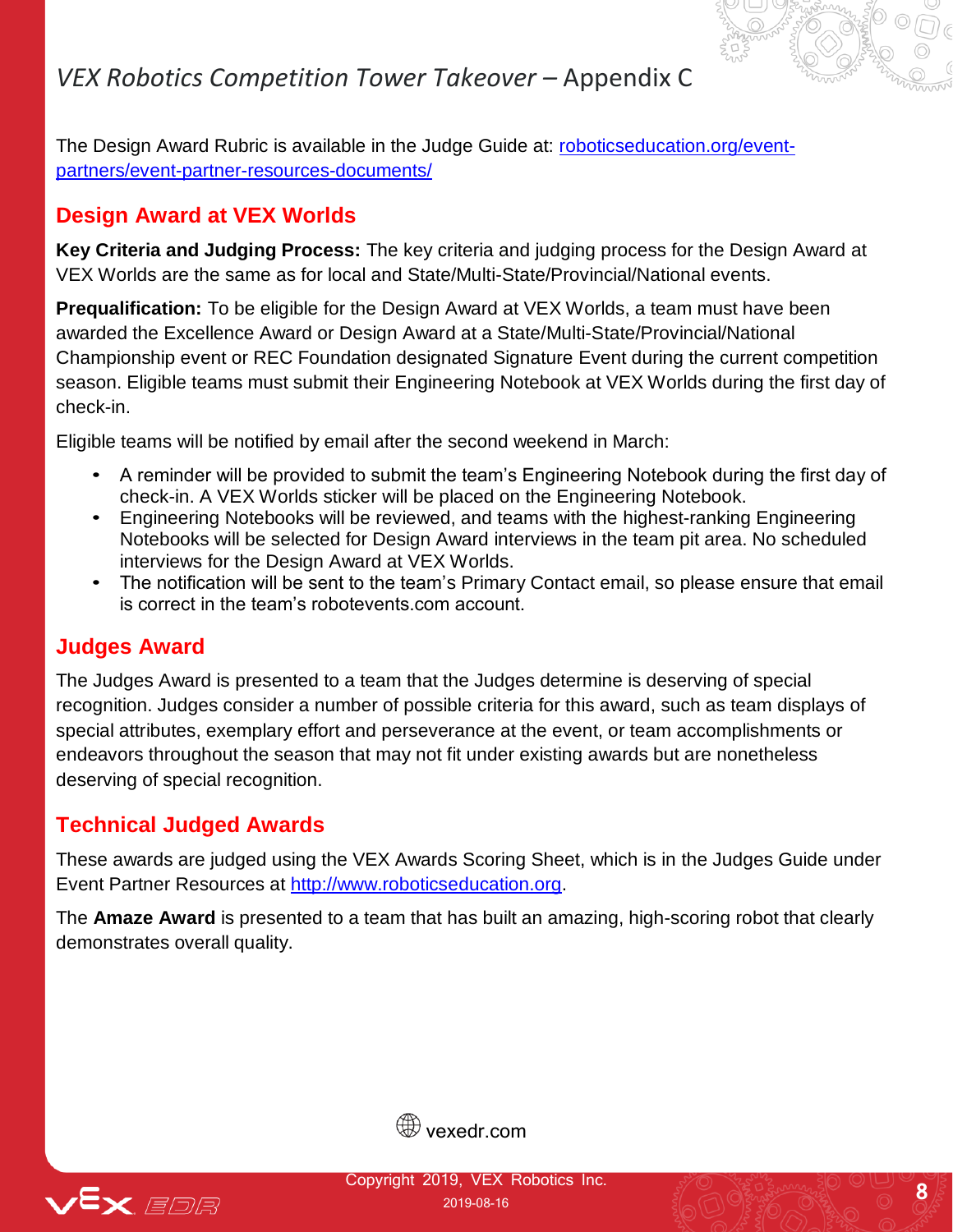The Design Award Rubric is available in the Judge Guide at: [roboticseducation.org/event-partners/event-partner-resources-documents/](roboticseducation.org/event-partners/event-partner-resources-documents/)

## Design Award at VEX Worlds

**Key Criteria and Judging Process:** The key criteria and judging process for the Design Award at VEX Worlds are the same as for local and State/Multi-State/Provincial/National events.

**Prequalification:** To be eligible for the Design Award at VEX Worlds, a team must have been awarded the Excellence Award or Design Award at a State/Multi-State/Provincial/National Championship event or REC Foundation designated Signature Event during the current competition season. Eligible teams must submit their Engineering Notebook at VEX Worlds during the first day of check-in.

Eligible teams will be notified by email after the second weekend in March:

- A reminder will be provided to submit the team's Engineering Notebook during the first day of check-in. A VEX Worlds sticker will be placed on the Engineering Notebook.
- Engineering Notebooks will be reviewed, and teams with the highest-ranking Engineering Notebooks will be selected for Design Award interviews in the team pit area. No scheduled interviews for the Design Award at VEX Worlds.
- The notification will be sent to the team's Primary Contact email, so please ensure that email is correct in the team's robotevents.com account.

## Judges Award

The Judges Award is presented to a team that the Judges determine is deserving of special recognition. Judges consider a number of possible criteria for this award, such as team displays of special attributes, exemplary effort and perseverance at the event, or team accomplishments or endeavors throughout the season that may not fit under existing awards but are nonetheless deserving of special recognition.

## Technical Judged Awards

These awards are judged using the VEX Awards Scoring Sheet, which is in the Judges Guide under Event Partner Resources at [http://www.roboticseducation.org](http://www.roboticseducation.org).

The **Amaze Award** is presented to a team that has built an amazing, high-scoring robot that clearly demonstrates overall quality.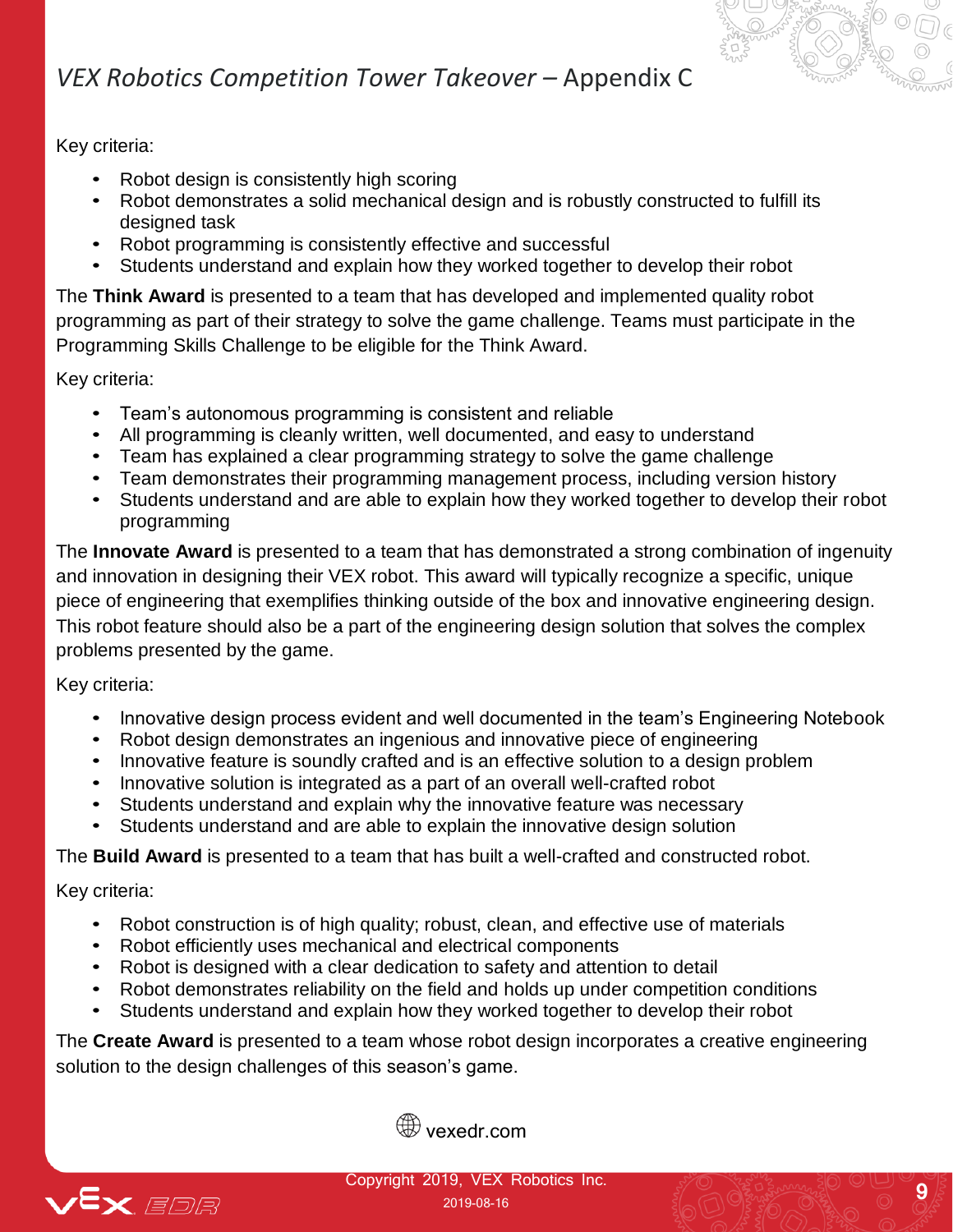Key criteria:

- Robot design is consistently high scoring
- Robot demonstrates a solid mechanical design and is robustly constructed to fulfill its designed task
- Robot programming is consistently effective and successful
- Students understand and explain how they worked together to develop their robot

The **Think Award** is presented to a team that has developed and implemented quality robot programming as part of their strategy to solve the game challenge. Teams must participate in the Programming Skills Challenge to be eligible for the Think Award.

Key criteria:

- Team's autonomous programming is consistent and reliable
- All programming is cleanly written, well documented, and easy to understand
- Team has explained a clear programming strategy to solve the game challenge
- Team demonstrates their programming management process, including version history
- Students understand and are able to explain how they worked together to develop their robot programming

The **Innovate Award** is presented to a team that has demonstrated a strong combination of ingenuity and innovation in designing their VEX robot. This award will typically recognize a specific, unique piece of engineering that exemplifies thinking outside of the box and innovative engineering design. This robot feature should also be a part of the engineering design solution that solves the complex problems presented by the game.

Key criteria:

- Innovative design process evident and well documented in the team's Engineering Notebook
- Robot design demonstrates an ingenious and innovative piece of engineering
- Innovative feature is soundly crafted and is an effective solution to a design problem
- Innovative solution is integrated as a part of an overall well-crafted robot
- Students understand and explain why the innovative feature was necessary
- Students understand and are able to explain the innovative design solution

The **Build Award** is presented to a team that has built a well-crafted and constructed robot.

Key criteria:

- Robot construction is of high quality; robust, clean, and effective use of materials
- Robot efficiently uses mechanical and electrical components
- Robot is designed with a clear dedication to safety and attention to detail
- Robot demonstrates reliability on the field and holds up under competition conditions
- Students understand and explain how they worked together to develop their robot

The **Create Award** is presented to a team whose robot design incorporates a creative engineering solution to the design challenges of this season's game.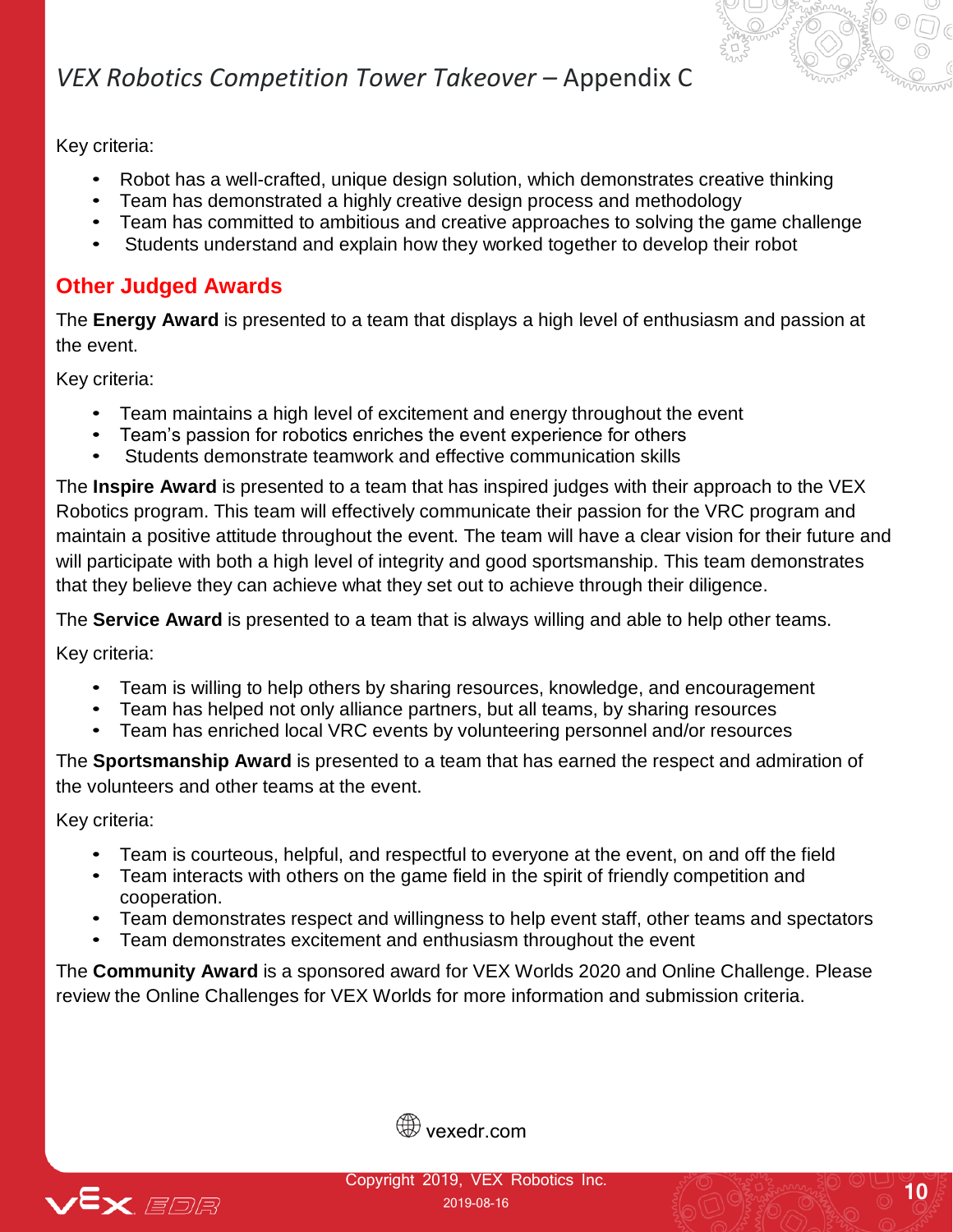Key criteria:

- Robot has a well-crafted, unique design solution, which demonstrates creative thinking
- Team has demonstrated a highly creative design process and methodology
- Team has committed to ambitious and creative approaches to solving the game challenge
- Students understand and explain how they worked together to develop their robot

## Other Judged Awards

The **Energy Award** is presented to a team that displays a high level of enthusiasm and passion at the event.

Key criteria:

- Team maintains a high level of excitement and energy throughout the event
- Team's passion for robotics enriches the event experience for others
- Students demonstrate teamwork and effective communication skills

The **Inspire Award** is presented to a team that has inspired judges with their approach to the VEX Robotics program. This team will effectively communicate their passion for the VRC program and maintain a positive attitude throughout the event. The team will have a clear vision for their future and will participate with both a high level of integrity and good sportsmanship. This team demonstrates that they believe they can achieve what they set out to achieve through their diligence.

The **Service Award** is presented to a team that is always willing and able to help other teams.

Key criteria:

- Team is willing to help others by sharing resources, knowledge, and encouragement
- Team has helped not only alliance partners, but all teams, by sharing resources
- Team has enriched local VRC events by volunteering personnel and/or resources

The **Sportsmanship Award** is presented to a team that has earned the respect and admiration of the volunteers and other teams at the event.

Key criteria:

- Team is courteous, helpful, and respectful to everyone at the event, on and off the field
- Team interacts with others on the game field in the spirit of friendly competition and cooperation.
- Team demonstrates respect and willingness to help event staff, other teams and spectators
- Team demonstrates excitement and enthusiasm throughout the event

The **Community Award** is a sponsored award for VEX Worlds 2020 and Online Challenge. Please review the Online Challenges for VEX Worlds for more information and submission criteria.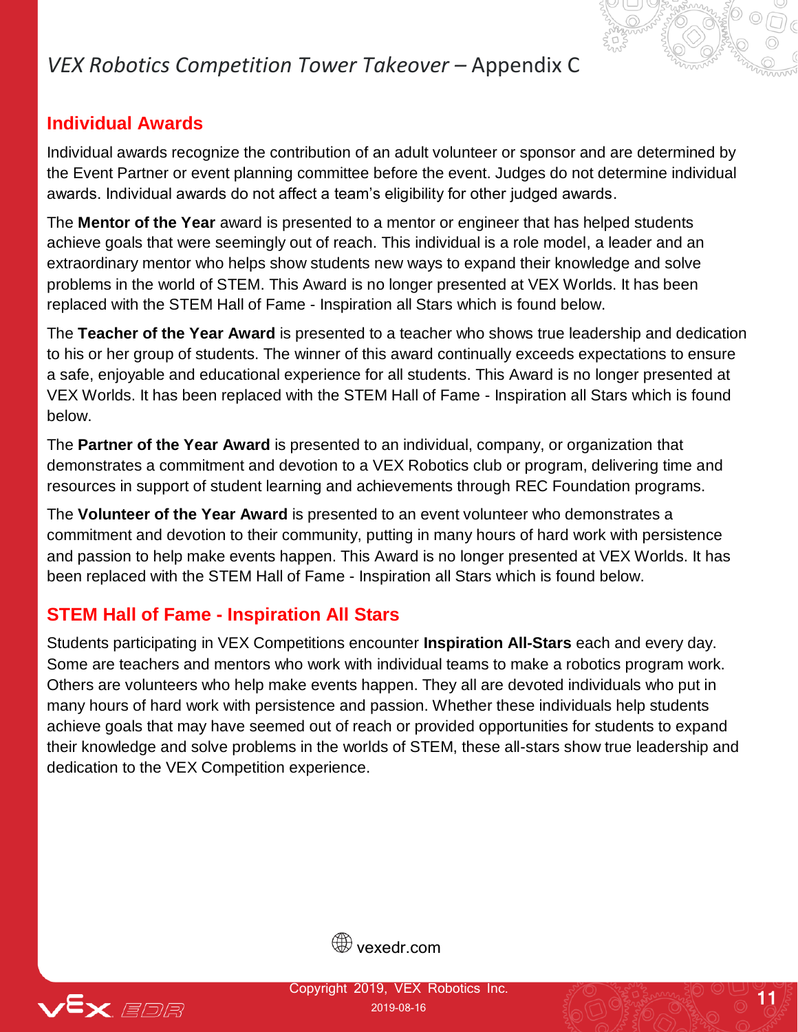## Individual Awards

Individual awards recognize the contribution of an adult volunteer or sponsor and are determined by the Event Partner or event planning committee before the event. Judges do not determine individual awards. Individual awards do not affect a team's eligibility for other judged awards.

The **Mentor of the Year** award is presented to a mentor or engineer that has helped students achieve goals that were seemingly out of reach. This individual is a role model, a leader and an extraordinary mentor who helps show students new ways to expand their knowledge and solve problems in the world of STEM. This Award is no longer presented at VEX Worlds. It has been replaced with the STEM Hall of Fame - Inspiration all Stars which is found below.

The **Teacher of the Year Award** is presented to a teacher who shows true leadership and dedication to his or her group of students. The winner of this award continually exceeds expectations to ensure a safe, enjoyable and educational experience for all students. This Award is no longer presented at VEX Worlds. It has been replaced with the STEM Hall of Fame - Inspiration all Stars which is found below.

The **Partner of the Year Award** is presented to an individual, company, or organization that demonstrates a commitment and devotion to a VEX Robotics club or program, delivering time and resources in support of student learning and achievements through REC Foundation programs.

The **Volunteer of the Year Award** is presented to an event volunteer who demonstrates a commitment and devotion to their community, putting in many hours of hard work with persistence and passion to help make events happen. This Award is no longer presented at VEX Worlds. It has been replaced with the STEM Hall of Fame - Inspiration all Stars which is found below.

## STEM Hall of Fame - Inspiration All Stars

Students participating in VEX Competitions encounter **Inspiration All-Stars** each and every day. Some are teachers and mentors who work with individual teams to make a robotics program work. Others are volunteers who help make events happen. They all are devoted individuals who put in many hours of hard work with persistence and passion. Whether these individuals help students achieve goals that may have seemed out of reach or provided opportunities for students to expand their knowledge and solve problems in the worlds of STEM, these all-stars show true leadership and dedication to the VEX Competition experience.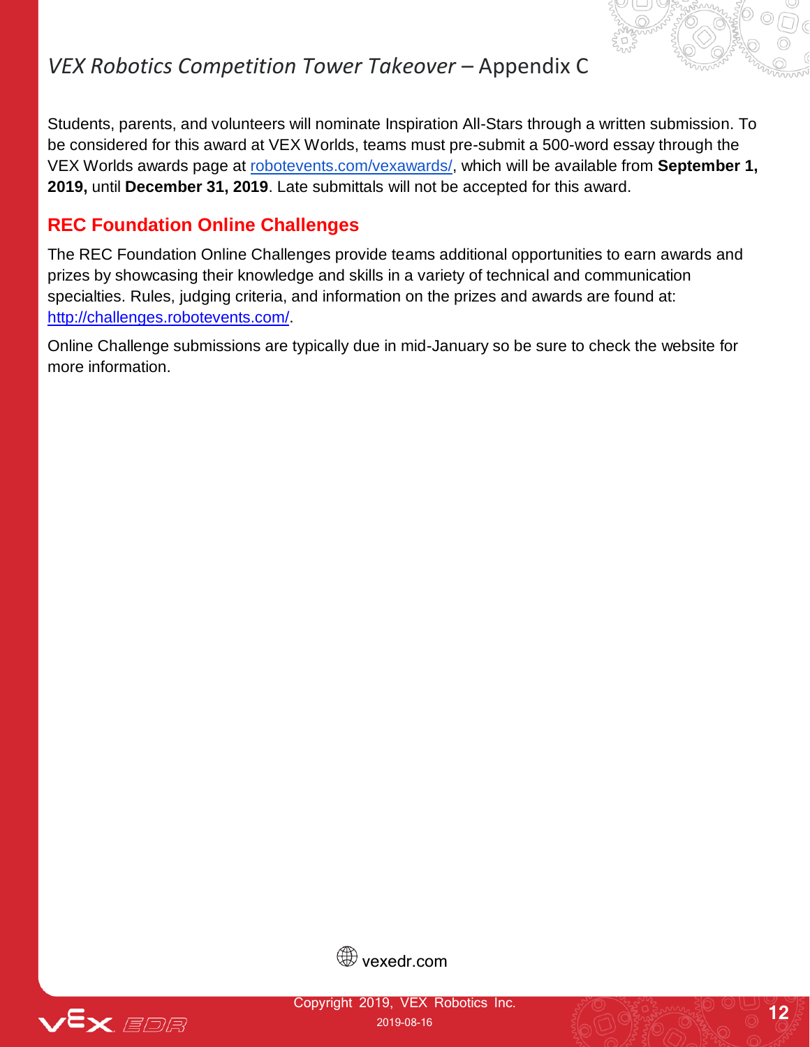Students, parents, and volunteers will nominate Inspiration All-Stars through a written submission. To be considered for this award at VEX Worlds, teams must pre-submit a 500-word essay through the VEX Worlds awards page at robotevents.com/vexawards/, which will be available from **September 1, 2019,** until **December 31, 2019**. Late submittals will not be accepted for this award.

## REC Foundation Online Challenges

The REC Foundation Online Challenges provide teams additional opportunities to earn awards and prizes by showcasing their knowledge and skills in a variety of technical and communication specialties. Rules, judging criteria, and information on the prizes and awards are found at: http://challenges.robotevents.com/.

Online Challenge submissions are typically due in mid-January so be sure to check the website for more information.